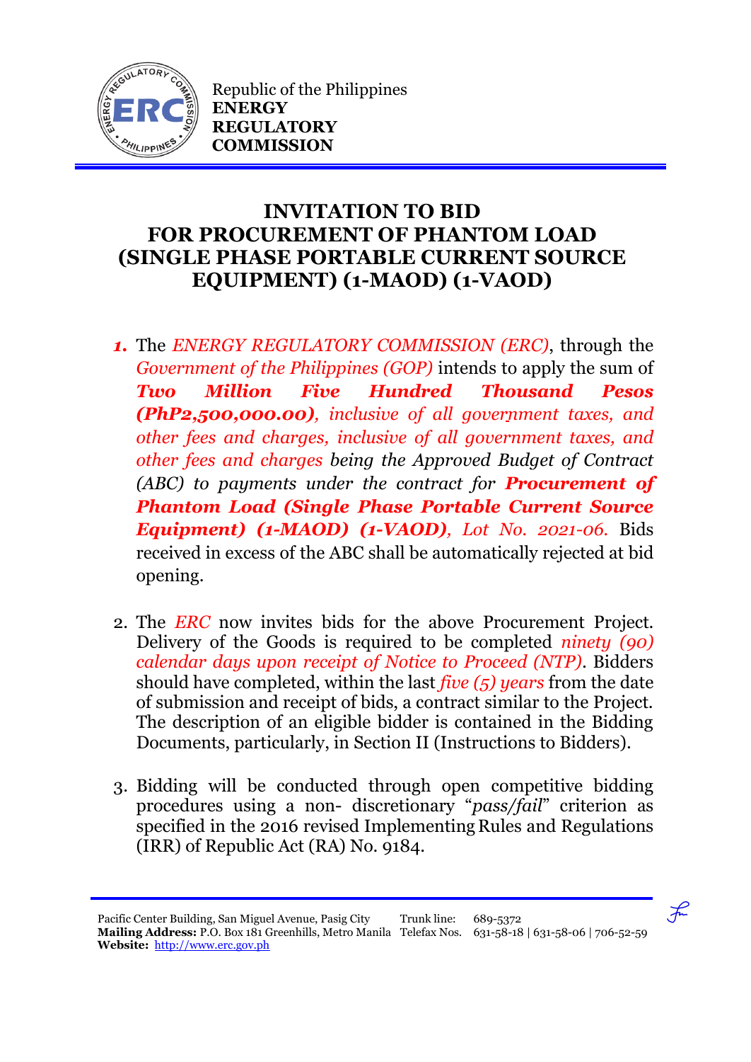Republic of the Philippines
**ENERGY REGULATORY COMMISSION**

# INVITATION TO BID FOR PROCUREMENT OF PHANTOM LOAD (SINGLE PHASE PORTABLE CURRENT SOURCE EQUIPMENT) (1-MAOD) (1-VAOD)

1. The *ENERGY REGULATORY COMMISSION (ERC)*, through the *Government of the Philippines (GOP)* intends to apply the sum of ***Two Million Five Hundred Thousand Pesos (PhP2,500,000.00)****, inclusive of all government taxes, and other fees and charges, inclusive of all government taxes, and other fees and charges being the Approved Budget of Contract (ABC) to payments under the contract for* ***Procurement of Phantom Load (Single Phase Portable Current Source Equipment) (1-MAOD) (1-VAOD)****, Lot No. 2021-06.* Bids received in excess of the ABC shall be automatically rejected at bid opening.

2. The *ERC* now invites bids for the above Procurement Project. Delivery of the Goods is required to be completed *ninety (90) calendar days upon receipt of Notice to Proceed (NTP)*. Bidders should have completed, within the last *five (5) years* from the date of submission and receipt of bids, a contract similar to the Project. The description of an eligible bidder is contained in the Bidding Documents, particularly, in Section II (Instructions to Bidders).

3. Bidding will be conducted through open competitive bidding procedures using a non- discretionary "*pass/fail*" criterion as specified in the 2016 revised Implementing Rules and Regulations (IRR) of Republic Act (RA) No. 9184.

Pacific Center Building, San Miguel Avenue, Pasig City
**Mailing Address:** P.O. Box 181 Greenhills, Metro Manila
**Website:** http://www.erc.gov.ph
Trunk line: 689-5372
Telefax Nos. 631-58-18 | 631-58-06 | 706-52-59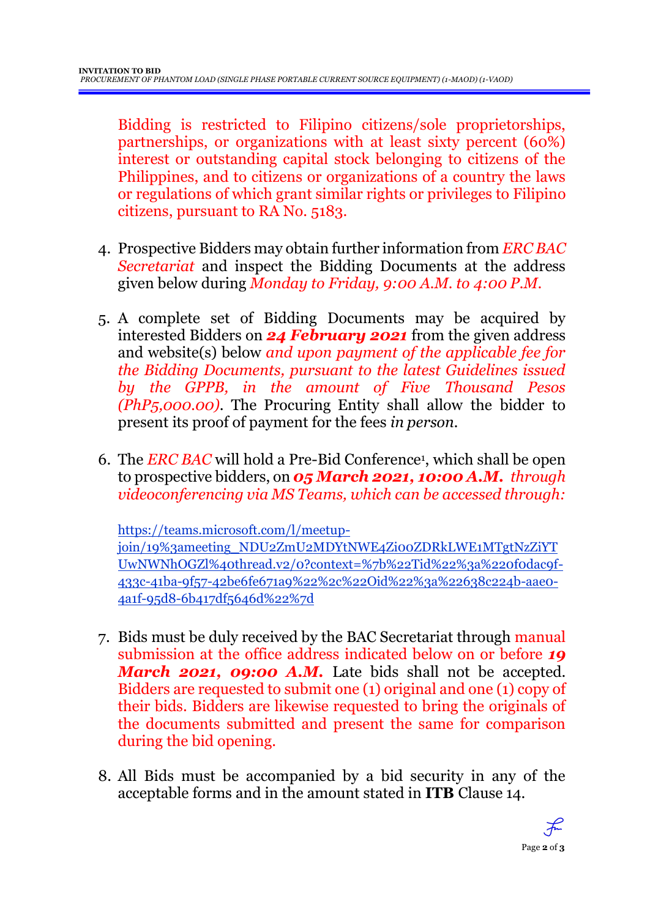Bidding is restricted to Filipino citizens/sole proprietorships, partnerships, or organizations with at least sixty percent (60%) interest or outstanding capital stock belonging to citizens of the Philippines, and to citizens or organizations of a country the laws or regulations of which grant similar rights or privileges to Filipino citizens, pursuant to RA No. 5183.

4. Prospective Bidders may obtain further information from *ERC BAC Secretariat* and inspect the Bidding Documents at the address given below during *Monday to Friday, 9:00 A.M. to 4:00 P.M.*

5. A complete set of Bidding Documents may be acquired by interested Bidders on ***24 February 2021*** from the given address and website(s) below *and upon payment of the applicable fee for the Bidding Documents, pursuant to the latest Guidelines issued by the GPPB, in the amount of Five Thousand Pesos (PhP5,000.00)*. The Procuring Entity shall allow the bidder to present its proof of payment for the fees *in person.*

6. The *ERC BAC* will hold a Pre-Bid Conference[1], which shall be open to prospective bidders, on ***05 March 2021, 10:00 A.M.*** *through videoconferencing via MS Teams, which can be accessed through:*

   https://teams.microsoft.com/l/meetup-join/19%3ameeting_NDU2ZmU2MDYtNWE4Zi00ZDRkLWE1MTgtNzZiYTUwNWNhOGZl%40thread.v2/0?context=%7b%22Tid%22%3a%220f0dac9f-433c-41ba-9f57-42be6fe671a9%22%2c%22Oid%22%3a%22638c224b-aae0-4a1f-95d8-6b417df5646d%22%7d

7. Bids must be duly received by the BAC Secretariat through manual submission at the office address indicated below on or before ***19 March 2021, 09:00 A.M.*** Late bids shall not be accepted. Bidders are requested to submit one (1) original and one (1) copy of their bids. Bidders are likewise requested to bring the originals of the documents submitted and present the same for comparison during the bid opening.

8. All Bids must be accompanied by a bid security in any of the acceptable forms and in the amount stated in **ITB** Clause 14.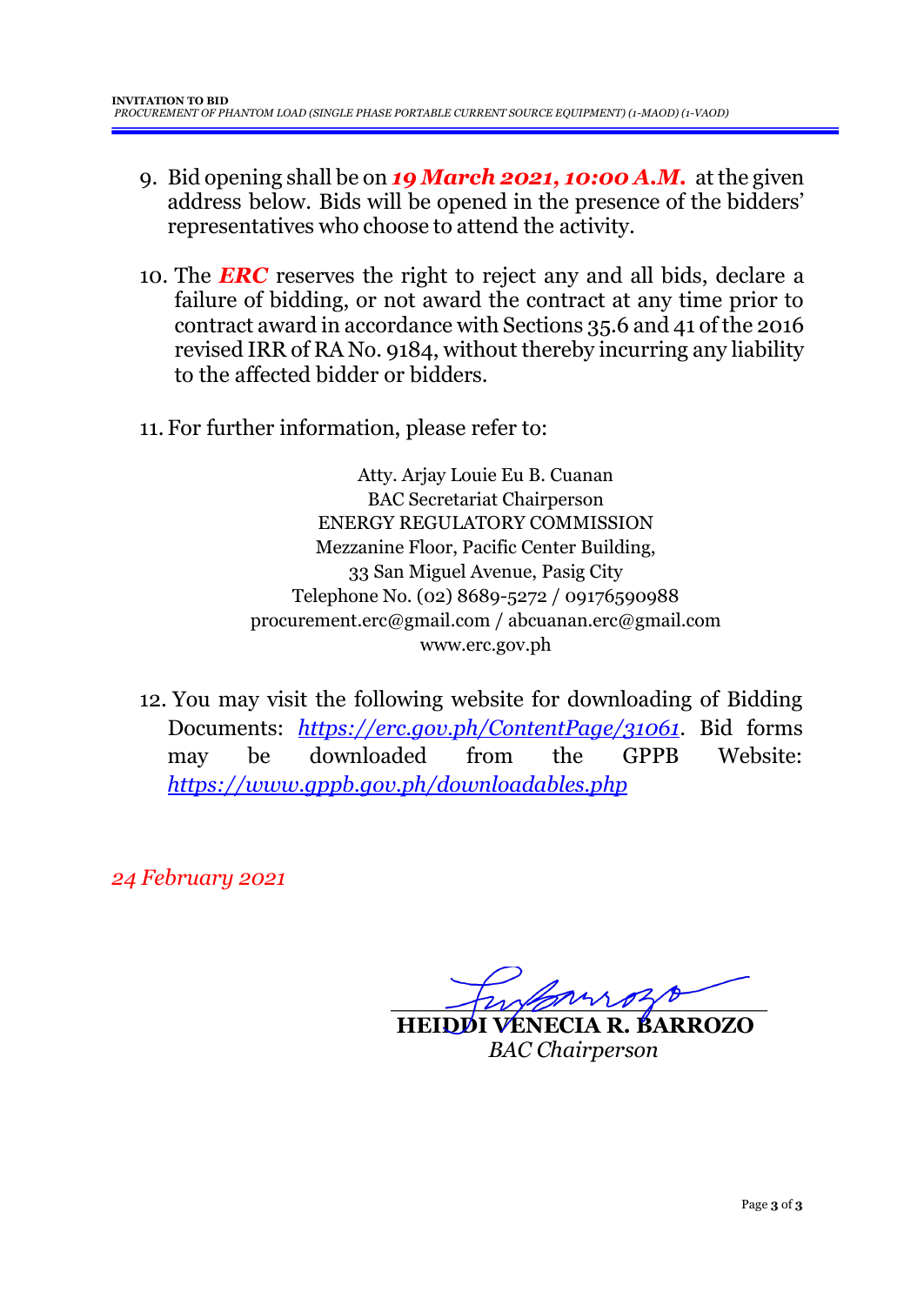9. Bid opening shall be on ***19 March 2021, 10:00 A.M.*** at the given address below. Bids will be opened in the presence of the bidders' representatives who choose to attend the activity.

10. The ***ERC*** reserves the right to reject any and all bids, declare a failure of bidding, or not award the contract at any time prior to contract award in accordance with Sections 35.6 and 41 of the 2016 revised IRR of RA No. 9184, without thereby incurring any liability to the affected bidder or bidders.

11. For further information, please refer to:

Atty. Arjay Louie Eu B. Cuanan
BAC Secretariat Chairperson
ENERGY REGULATORY COMMISSION
Mezzanine Floor, Pacific Center Building,
33 San Miguel Avenue, Pasig City
Telephone No. (02) 8689-5272 / 09176590988
procurement.erc@gmail.com / abcuanan.erc@gmail.com
www.erc.gov.ph

12. You may visit the following website for downloading of Bidding Documents: *https://erc.gov.ph/ContentPage/31061*. Bid forms may be downloaded from the GPPB Website: *https://www.gppb.gov.ph/downloadables.php*

*24 February 2021*

**HEIDDI VENECIA R. BARROZO**
*BAC Chairperson*